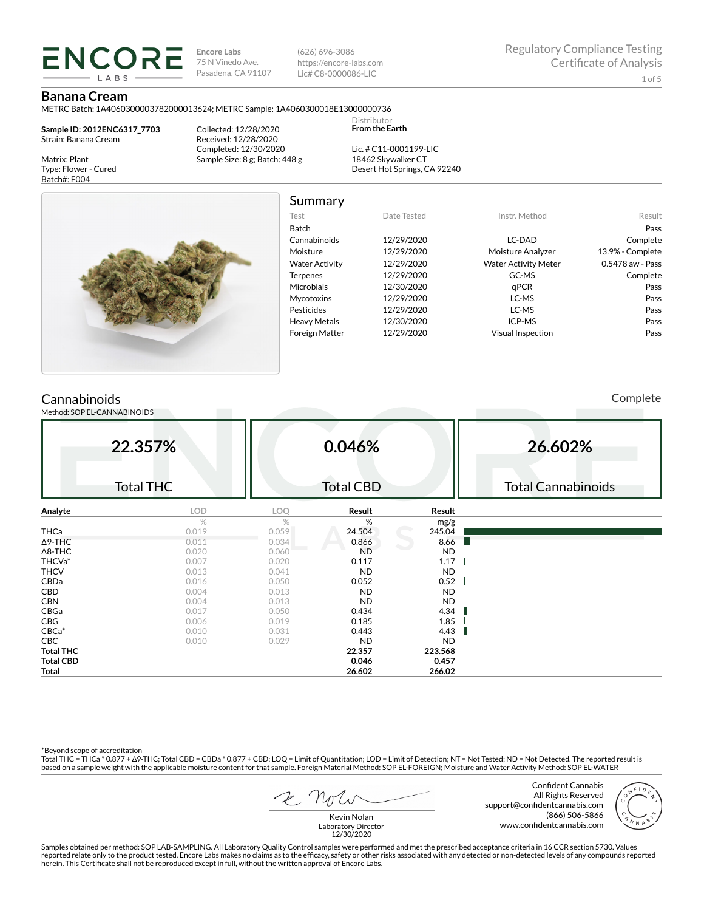**ENCORE LABS**

**Encore Labs**
75 N Vinedo Ave.
Pasadena, CA 91107

(626) 696-3086
https://encore-labs.com
Lic# C8-0000086-LIC

Regulatory Compliance Testing
Certificate of Analysis

# Banana Cream

METRC Batch: 1A4060300003782000013624; METRC Sample: 1A4060300018E13000000736

**Sample ID: 2012ENC6317_7703**
Strain: Banana Cream

Matrix: Plant
Type: Flower - Cured
Batch#: F004

Collected: 12/28/2020
Received: 12/28/2020
Completed: 12/30/2020
Sample Size: 8 g; Batch: 448 g

Distributor
**From the Earth**

Lic. # C11-0001199-LIC
18462 Skywalker CT
Desert Hot Springs, CA 92240

## Summary

| Test | Date Tested | Instr. Method | Result |
|---|---|---|---|
| Batch | | | Pass |
| Cannabinoids | 12/29/2020 | LC-DAD | Complete |
| Moisture | 12/29/2020 | Moisture Analyzer | 13.9% - Complete |
| Water Activity | 12/29/2020 | Water Activity Meter | 0.5478 aw - Pass |
| Terpenes | 12/29/2020 | GC-MS | Complete |
| Microbials | 12/30/2020 | qPCR | Pass |
| Mycotoxins | 12/29/2020 | LC-MS | Pass |
| Pesticides | 12/29/2020 | LC-MS | Pass |
| Heavy Metals | 12/30/2020 | ICP-MS | Pass |
| Foreign Matter | 12/29/2020 | Visual Inspection | Pass |

## Cannabinoids

Complete

Method: SOP EL-CANNABINOIDS

| 22.357% | 0.046% | 26.602% |
|---|---|---|
| Total THC | Total CBD | Total Cannabinoids |

| Analyte | LOD | LOQ | Result | Result |
|---|---|---|---|---|
| | % | % | % | mg/g |
| THCa | 0.019 | 0.059 | 24.504 | 245.04 |
| Δ9-THC | 0.011 | 0.034 | 0.866 | 8.66 |
| Δ8-THC | 0.020 | 0.060 | ND | ND |
| THCVa* | 0.007 | 0.020 | 0.117 | 1.17 |
| THCV | 0.013 | 0.041 | ND | ND |
| CBDa | 0.016 | 0.050 | 0.052 | 0.52 |
| CBD | 0.004 | 0.013 | ND | ND |
| CBN | 0.004 | 0.013 | ND | ND |
| CBGa | 0.017 | 0.050 | 0.434 | 4.34 |
| CBG | 0.006 | 0.019 | 0.185 | 1.85 |
| CBCa* | 0.010 | 0.031 | 0.443 | 4.43 |
| CBC | 0.010 | 0.029 | ND | ND |
| **Total THC** | | | **22.357** | **223.568** |
| **Total CBD** | | | **0.046** | **0.457** |
| **Total** | | | **26.602** | **266.02** |

*Beyond scope of accreditation
Total THC = THCa * 0.877 + Δ9-THC; Total CBD = CBDa * 0.877 + CBD; LOQ = Limit of Quantitation; LOD = Limit of Detection; NT = Not Tested; ND = Not Detected. The reported result is based on a sample weight with the applicable moisture content for that sample. Foreign Material Method: SOP EL-FOREIGN; Moisture and Water Activity Method: SOP EL-WATER

Kevin Nolan
Laboratory Director
12/30/2020

Confident Cannabis
All Rights Reserved
support@confidentcannabis.com
(866) 506-5866
www.confidentcannabis.com

Samples obtained per method: SOP LAB-SAMPLING. All Laboratory Quality Control samples were performed and met the prescribed acceptance criteria in 16 CCR section 5730. Values reported relate only to the product tested. Encore Labs makes no claims as to the efficacy, safety or other risks associated with any detected or non-detected levels of any compounds reported herein. This Certificate shall not be reproduced except in full, without the written approval of Encore Labs.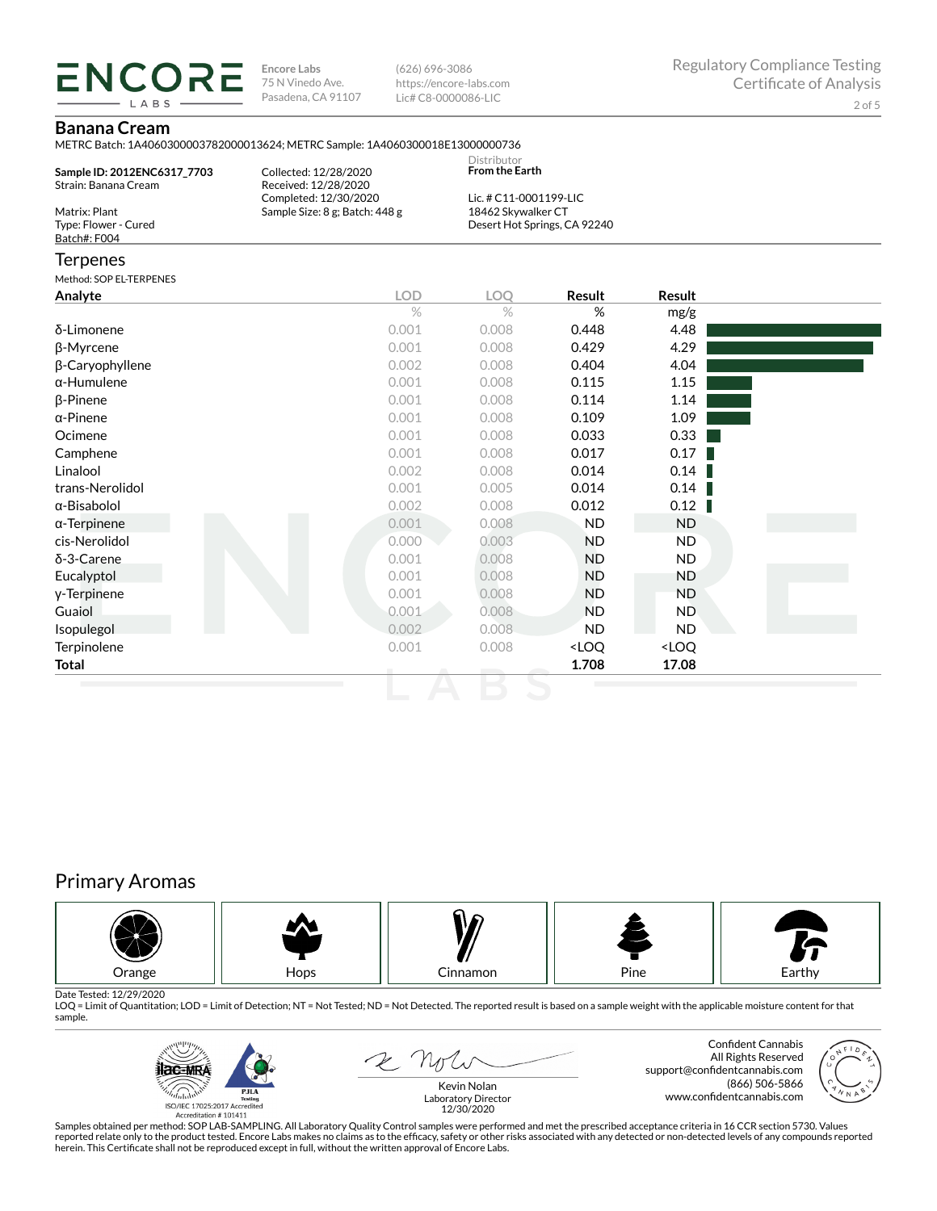**ENCORE LABS**

Encore Labs
75 N Vinedo Ave.
Pasadena, CA 91107

(626) 696-3086
https://encore-labs.com
Lic# C8-0000086-LIC

Regulatory Compliance Testing
Certificate of Analysis

## Banana Cream

METRC Batch: 1A4060300003782000013624; METRC Sample: 1A4060300018E13000000736

**Sample ID: 2012ENC6317_7703**
Strain: Banana Cream

Matrix: Plant
Type: Flower - Cured
Batch#: F004

Collected: 12/28/2020
Received: 12/28/2020
Completed: 12/30/2020
Sample Size: 8 g; Batch: 448 g

Distributor
**From the Earth**

Lic. # C11-0001199-LIC
18462 Skywalker CT
Desert Hot Springs, CA 92240

## Terpenes

Method: SOP EL-TERPENES

| Analyte | LOD | LOQ | Result | Result |
|---|---|---|---|---|
| | % | % | % | mg/g |
| δ-Limonene | 0.001 | 0.008 | 0.448 | 4.48 |
| β-Myrcene | 0.001 | 0.008 | 0.429 | 4.29 |
| β-Caryophyllene | 0.002 | 0.008 | 0.404 | 4.04 |
| α-Humulene | 0.001 | 0.008 | 0.115 | 1.15 |
| β-Pinene | 0.001 | 0.008 | 0.114 | 1.14 |
| α-Pinene | 0.001 | 0.008 | 0.109 | 1.09 |
| Ocimene | 0.001 | 0.008 | 0.033 | 0.33 |
| Camphene | 0.001 | 0.008 | 0.017 | 0.17 |
| Linalool | 0.002 | 0.008 | 0.014 | 0.14 |
| trans-Nerolidol | 0.001 | 0.005 | 0.014 | 0.14 |
| α-Bisabolol | 0.002 | 0.008 | 0.012 | 0.12 |
| α-Terpinene | 0.001 | 0.008 | ND | ND |
| cis-Nerolidol | 0.000 | 0.003 | ND | ND |
| δ-3-Carene | 0.001 | 0.008 | ND | ND |
| Eucalyptol | 0.001 | 0.008 | ND | ND |
| γ-Terpinene | 0.001 | 0.008 | ND | ND |
| Guaiol | 0.001 | 0.008 | ND | ND |
| Isopulegol | 0.002 | 0.008 | ND | ND |
| Terpinolene | 0.001 | 0.008 | <LOQ | <LOQ |
| **Total** | | | **1.708** | **17.08** |

## Primary Aromas

Orange | Hops | Cinnamon | Pine | Earthy

Date Tested: 12/29/2020
LOQ = Limit of Quantitation; LOD = Limit of Detection; NT = Not Tested; ND = Not Detected. The reported result is based on a sample weight with the applicable moisture content for that sample.

ISO/IEC 17025:2017 Accredited
Accreditation # 101411

Kevin Nolan
Laboratory Director
12/30/2020

Confident Cannabis
All Rights Reserved
support@confidentcannabis.com
(866) 506-5866
www.confidentcannabis.com

Samples obtained per method: SOP LAB-SAMPLING. All Laboratory Quality Control samples were performed and met the prescribed acceptance criteria in 16 CCR section 5730. Values reported relate only to the product tested. Encore Labs makes no claims as to the efficacy, safety or other risks associated with any detected or non-detected levels of any compounds reported herein. This Certificate shall not be reproduced except in full, without the written approval of Encore Labs.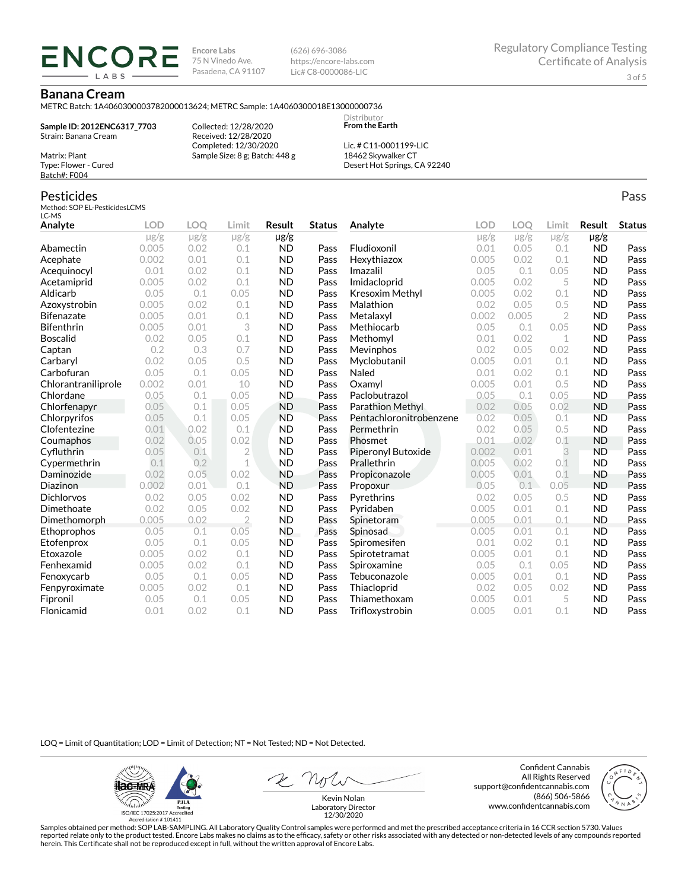**ENCORE LABS**

Encore Labs
75 N Vinedo Ave.
Pasadena, CA 91107

(626) 696-3086
https://encore-labs.com
Lic# C8-0000086-LIC

Regulatory Compliance Testing
Certificate of Analysis

# Banana Cream

METRC Batch: 1A4060300003782000013624; METRC Sample: 1A4060300018E13000000736

**Sample ID: 2012ENC6317_7703**
Strain: Banana Cream

Matrix: Plant
Type: Flower - Cured
Batch#: F004

Collected: 12/28/2020
Received: 12/28/2020
Completed: 12/30/2020
Sample Size: 8 g; Batch: 448 g

Distributor
**From the Earth**

Lic. # C11-0001199-LIC
18462 Skywalker CT
Desert Hot Springs, CA 92240

## Pesticides

Pass

Method: SOP EL-PesticidesLCMS
LC-MS

| Analyte | LOD | LOQ | Limit | Result | Status |
|---|---|---|---|---|---|
| | μg/g | μg/g | μg/g | μg/g | |
| Abamectin | 0.005 | 0.02 | 0.1 | ND | Pass |
| Acephate | 0.002 | 0.01 | 0.1 | ND | Pass |
| Acequinocyl | 0.01 | 0.02 | 0.1 | ND | Pass |
| Acetamiprid | 0.005 | 0.02 | 0.1 | ND | Pass |
| Aldicarb | 0.05 | 0.1 | 0.05 | ND | Pass |
| Azoxystrobin | 0.005 | 0.02 | 0.1 | ND | Pass |
| Bifenazate | 0.005 | 0.01 | 0.1 | ND | Pass |
| Bifenthrin | 0.005 | 0.01 | 3 | ND | Pass |
| Boscalid | 0.02 | 0.05 | 0.1 | ND | Pass |
| Captan | 0.2 | 0.3 | 0.7 | ND | Pass |
| Carbaryl | 0.02 | 0.05 | 0.5 | ND | Pass |
| Carbofuran | 0.05 | 0.1 | 0.05 | ND | Pass |
| Chlorantraniliprole | 0.002 | 0.01 | 10 | ND | Pass |
| Chlordane | 0.05 | 0.1 | 0.05 | ND | Pass |
| Chlorfenapyr | 0.05 | 0.1 | 0.05 | ND | Pass |
| Chlorpyrifos | 0.05 | 0.1 | 0.05 | ND | Pass |
| Clofentezine | 0.01 | 0.02 | 0.1 | ND | Pass |
| Coumaphos | 0.02 | 0.05 | 0.02 | ND | Pass |
| Cyfluthrin | 0.05 | 0.1 | 2 | ND | Pass |
| Cypermethrin | 0.1 | 0.2 | 1 | ND | Pass |
| Daminozide | 0.02 | 0.05 | 0.02 | ND | Pass |
| Diazinon | 0.002 | 0.01 | 0.1 | ND | Pass |
| Dichlorvos | 0.02 | 0.05 | 0.02 | ND | Pass |
| Dimethoate | 0.02 | 0.05 | 0.02 | ND | Pass |
| Dimethomorph | 0.005 | 0.02 | 2 | ND | Pass |
| Ethoprophos | 0.05 | 0.1 | 0.05 | ND | Pass |
| Etofenprox | 0.05 | 0.1 | 0.05 | ND | Pass |
| Etoxazole | 0.005 | 0.02 | 0.1 | ND | Pass |
| Fenhexamid | 0.005 | 0.02 | 0.1 | ND | Pass |
| Fenoxycarb | 0.05 | 0.1 | 0.05 | ND | Pass |
| Fenpyroximate | 0.005 | 0.02 | 0.1 | ND | Pass |
| Fipronil | 0.05 | 0.1 | 0.05 | ND | Pass |
| Flonicamid | 0.01 | 0.02 | 0.1 | ND | Pass |
| Fludioxonil | 0.01 | 0.05 | 0.1 | ND | Pass |
| Hexythiazox | 0.005 | 0.02 | 0.1 | ND | Pass |
| Imazalil | 0.05 | 0.1 | 0.05 | ND | Pass |
| Imidacloprid | 0.005 | 0.02 | 5 | ND | Pass |
| Kresoxim Methyl | 0.005 | 0.02 | 0.1 | ND | Pass |
| Malathion | 0.02 | 0.05 | 0.5 | ND | Pass |
| Metalaxyl | 0.002 | 0.005 | 2 | ND | Pass |
| Methiocarb | 0.05 | 0.1 | 0.05 | ND | Pass |
| Methomyl | 0.01 | 0.02 | 1 | ND | Pass |
| Mevinphos | 0.02 | 0.05 | 0.02 | ND | Pass |
| Myclobutanil | 0.005 | 0.01 | 0.1 | ND | Pass |
| Naled | 0.01 | 0.02 | 0.1 | ND | Pass |
| Oxamyl | 0.005 | 0.01 | 0.5 | ND | Pass |
| Paclobutrazol | 0.05 | 0.1 | 0.05 | ND | Pass |
| Parathion Methyl | 0.02 | 0.05 | 0.02 | ND | Pass |
| Pentachloronitrobenzene | 0.02 | 0.05 | 0.1 | ND | Pass |
| Permethrin | 0.02 | 0.05 | 0.5 | ND | Pass |
| Phosmet | 0.01 | 0.02 | 0.1 | ND | Pass |
| Piperonyl Butoxide | 0.002 | 0.01 | 3 | ND | Pass |
| Prallethrin | 0.005 | 0.02 | 0.1 | ND | Pass |
| Propiconazole | 0.005 | 0.01 | 0.1 | ND | Pass |
| Propoxur | 0.05 | 0.1 | 0.05 | ND | Pass |
| Pyrethrins | 0.02 | 0.05 | 0.5 | ND | Pass |
| Pyridaben | 0.005 | 0.01 | 0.1 | ND | Pass |
| Spinetoram | 0.005 | 0.01 | 0.1 | ND | Pass |
| Spinosad | 0.005 | 0.01 | 0.1 | ND | Pass |
| Spiromesifen | 0.01 | 0.02 | 0.1 | ND | Pass |
| Spirotetramat | 0.005 | 0.01 | 0.1 | ND | Pass |
| Spiroxamine | 0.05 | 0.1 | 0.05 | ND | Pass |
| Tebuconazole | 0.005 | 0.01 | 0.1 | ND | Pass |
| Thiacloprid | 0.02 | 0.05 | 0.02 | ND | Pass |
| Thiamethoxam | 0.005 | 0.01 | 5 | ND | Pass |
| Trifloxystrobin | 0.005 | 0.01 | 0.1 | ND | Pass |

LOQ = Limit of Quantitation; LOD = Limit of Detection; NT = Not Tested; ND = Not Detected.

ISO/IEC 17025:2017 Accredited
Accreditation # 101411

Kevin Nolan
Laboratory Director
12/30/2020

Confident Cannabis
All Rights Reserved
support@confidentcannabis.com
(866) 506-5866
www.confidentcannabis.com

Samples obtained per method: SOP LAB-SAMPLING. All Laboratory Quality Control samples were performed and met the prescribed acceptance criteria in 16 CCR section 5730. Values reported relate only to the product tested. Encore Labs makes no claims as to the efficacy, safety or other risks associated with any detected or non-detected levels of any compounds reported herein. This Certificate shall not be reproduced except in full, without the written approval of Encore Labs.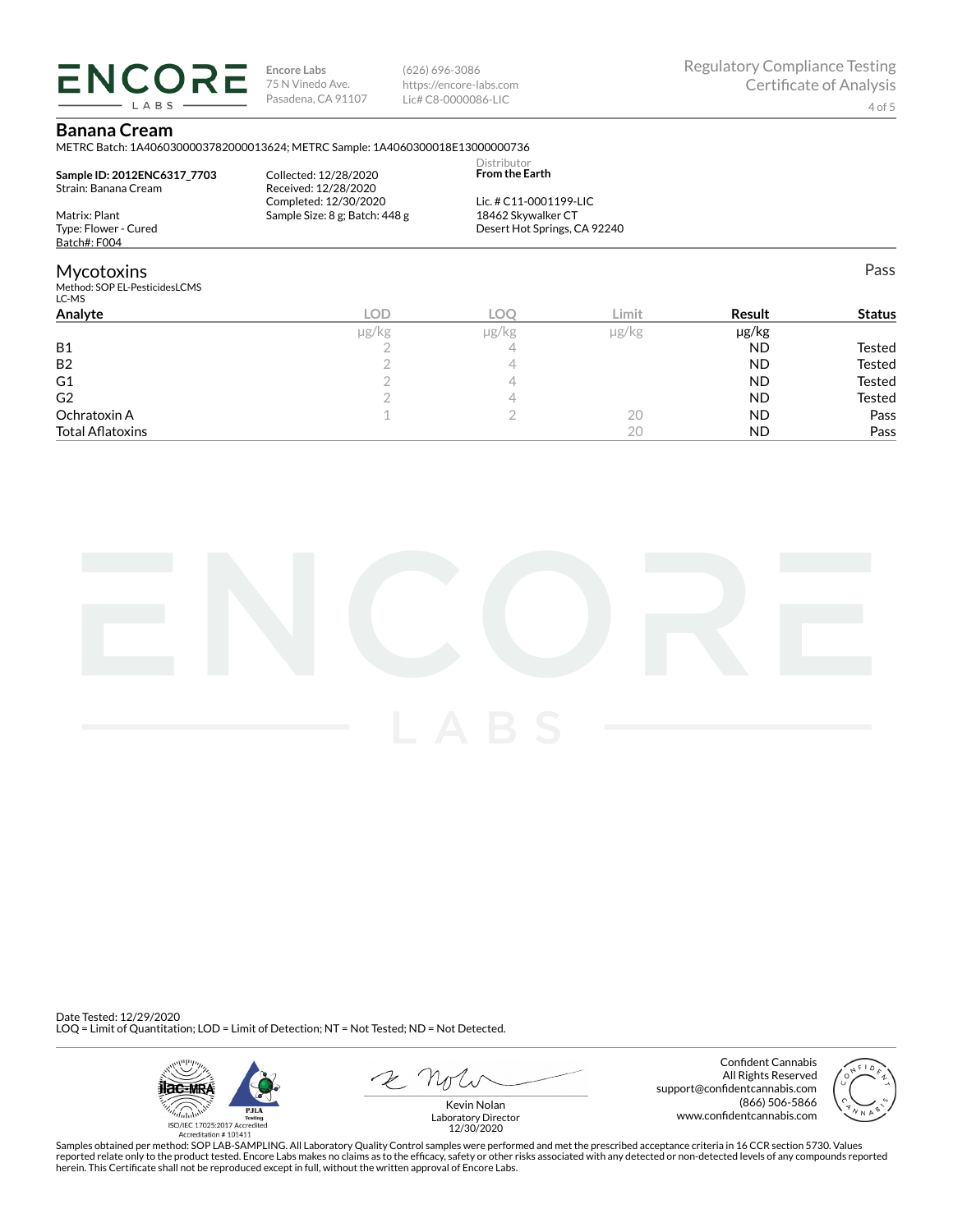**ENCORE LABS**

Encore Labs
75 N Vinedo Ave.
Pasadena, CA 91107

(626) 696-3086
https://encore-labs.com
Lic# C8-0000086-LIC

Regulatory Compliance Testing
Certificate of Analysis

## Banana Cream

METRC Batch: 1A4060300003782000013624; METRC Sample: 1A4060300018E13000000736

**Sample ID: 2012ENC6317_7703**
Strain: Banana Cream

Matrix: Plant
Type: Flower - Cured
Batch#: F004

Collected: 12/28/2020
Received: 12/28/2020
Completed: 12/30/2020
Sample Size: 8 g; Batch: 448 g

Distributor
**From the Earth**

Lic. # C11-0001199-LIC
18462 Skywalker CT
Desert Hot Springs, CA 92240

## Mycotoxins

Pass

Method: SOP EL-PesticidesLCMS
LC-MS

| Analyte | LOD | LOQ | Limit | Result | Status |
|---|---|---|---|---|---|
| | µg/kg | µg/kg | µg/kg | µg/kg | |
| B1 | 2 | 4 | | ND | Tested |
| B2 | 2 | 4 | | ND | Tested |
| G1 | 2 | 4 | | ND | Tested |
| G2 | 2 | 4 | | ND | Tested |
| Ochratoxin A | 1 | 2 | 20 | ND | Pass |
| Total Aflatoxins | | | 20 | ND | Pass |

Date Tested: 12/29/2020
LOQ = Limit of Quantitation; LOD = Limit of Detection; NT = Not Tested; ND = Not Detected.

ilac-MRA PJLA Testing
ISO/IEC 17025:2017 Accredited
Accreditation # 101411

Kevin Nolan
Laboratory Director
12/30/2020

Confident Cannabis
All Rights Reserved
support@confidentcannabis.com
(866) 506-5866
www.confidentcannabis.com

Samples obtained per method: SOP LAB-SAMPLING. All Laboratory Quality Control samples were performed and met the prescribed acceptance criteria in 16 CCR section 5730. Values reported relate only to the product tested. Encore Labs makes no claims as to the efficacy, safety or other risks associated with any detected or non-detected levels of any compounds reported herein. This Certificate shall not be reproduced except in full, without the written approval of Encore Labs.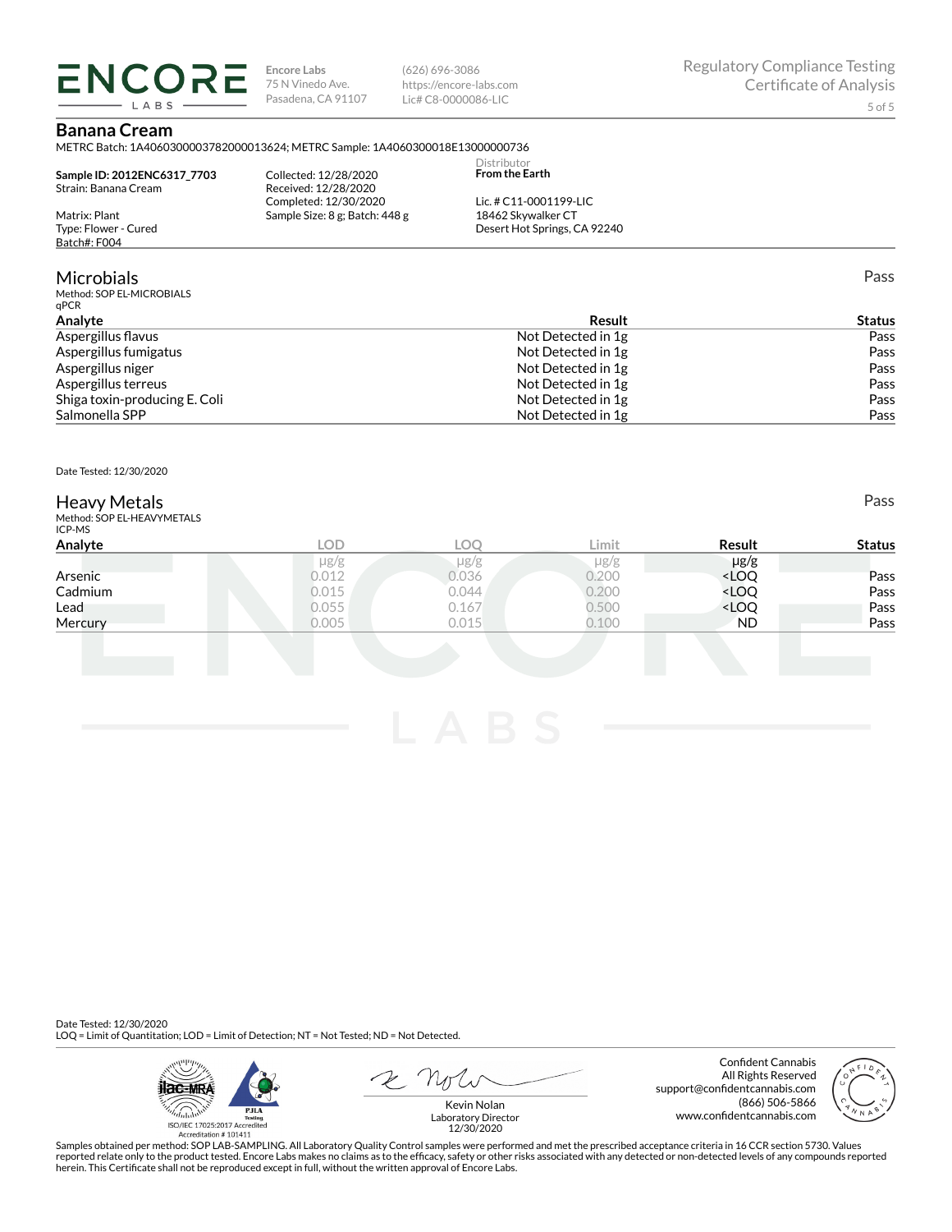**Encore Labs**
75 N Vinedo Ave.
Pasadena, CA 91107

(626) 696-3086
https://encore-labs.com
Lic# C8-0000086-LIC

Regulatory Compliance Testing
Certificate of Analysis

# Banana Cream

METRC Batch: 1A4060300003782000013624; METRC Sample: 1A4060300018E13000000736

**Sample ID: 2012ENC6317_7703**
Strain: Banana Cream

Matrix: Plant
Type: Flower - Cured
Batch#: F004

Collected: 12/28/2020
Received: 12/28/2020
Completed: 12/30/2020
Sample Size: 8 g; Batch: 448 g

Distributor
**From the Earth**

Lic. # C11-0001199-LIC
18462 Skywalker CT
Desert Hot Springs, CA 92240

## Microbials

Pass

Method: SOP EL-MICROBIALS
qPCR

| Analyte | Result | Status |
|---|---|---|
| Aspergillus flavus | Not Detected in 1g | Pass |
| Aspergillus fumigatus | Not Detected in 1g | Pass |
| Aspergillus niger | Not Detected in 1g | Pass |
| Aspergillus terreus | Not Detected in 1g | Pass |
| Shiga toxin-producing E. Coli | Not Detected in 1g | Pass |
| Salmonella SPP | Not Detected in 1g | Pass |

Date Tested: 12/30/2020

## Heavy Metals

Pass

Method: SOP EL-HEAVYMETALS
ICP-MS

| Analyte | LOD | LOQ | Limit | Result | Status |
|---|---|---|---|---|---|
| | µg/g | µg/g | µg/g | µg/g | |
| Arsenic | 0.012 | 0.036 | 0.200 | <LOQ | Pass |
| Cadmium | 0.015 | 0.044 | 0.200 | <LOQ | Pass |
| Lead | 0.055 | 0.167 | 0.500 | <LOQ | Pass |
| Mercury | 0.005 | 0.015 | 0.100 | ND | Pass |

Date Tested: 12/30/2020
LOQ = Limit of Quantitation; LOD = Limit of Detection; NT = Not Tested; ND = Not Detected.

ISO/IEC 17025:2017 Accredited
Accreditation # 101411

Kevin Nolan
Laboratory Director
12/30/2020

Confident Cannabis
All Rights Reserved
support@confidentcannabis.com
(866) 506-5866
www.confidentcannabis.com

Samples obtained per method: SOP LAB-SAMPLING. All Laboratory Quality Control samples were performed and met the prescribed acceptance criteria in 16 CCR section 5730. Values reported relate only to the product tested. Encore Labs makes no claims as to the efficacy, safety or other risks associated with any detected or non-detected levels of any compounds reported herein. This Certificate shall not be reproduced except in full, without the written approval of Encore Labs.